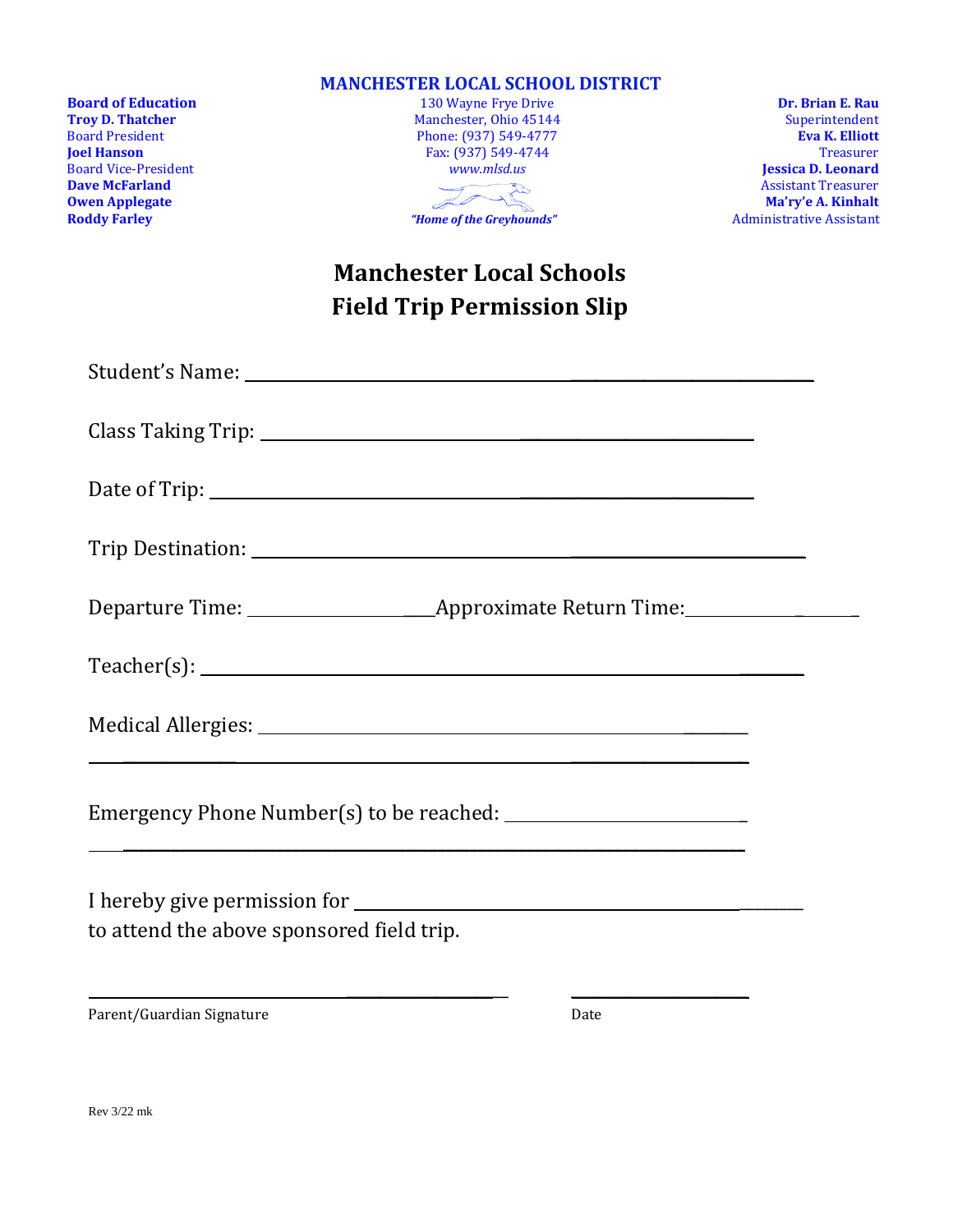**MANCHESTER LOCAL SCHOOL DISTRICT**

**Board of Education**
**Troy D. Thatcher**
Board President
**Joel Hanson**
Board Vice-President
**Dave McFarland**
**Owen Applegate**
**Roddy Farley**

130 Wayne Frye Drive
Manchester, Ohio 45144
Phone: (937) 549-4777
Fax: (937) 549-4744
*www.mlsd.us*

***"Home of the Greyhounds"***

**Dr. Brian E. Rau**
Superintendent
**Eva K. Elliott**
Treasurer
**Jessica D. Leonard**
Assistant Treasurer
**Ma'ry'e A. Kinhalt**
Administrative Assistant

# Manchester Local Schools
# Field Trip Permission Slip

Student's Name: ________________________________________________

Class Taking Trip: ____________________________________________

Date of Trip: _________________________________________________

Trip Destination: ______________________________________________

Departure Time: ____________________Approximate Return Time:____________________

Teacher(s): ___________________________________________________

Medical Allergies: _____________________________________________

____________________________________________________________

Emergency Phone Number(s) to be reached: ______________________

____________________________________________________________

I hereby give permission for ____________________________________
to attend the above sponsored field trip.

______________________________________ ____________________

Parent/Guardian Signature Date

Rev 3/22 mk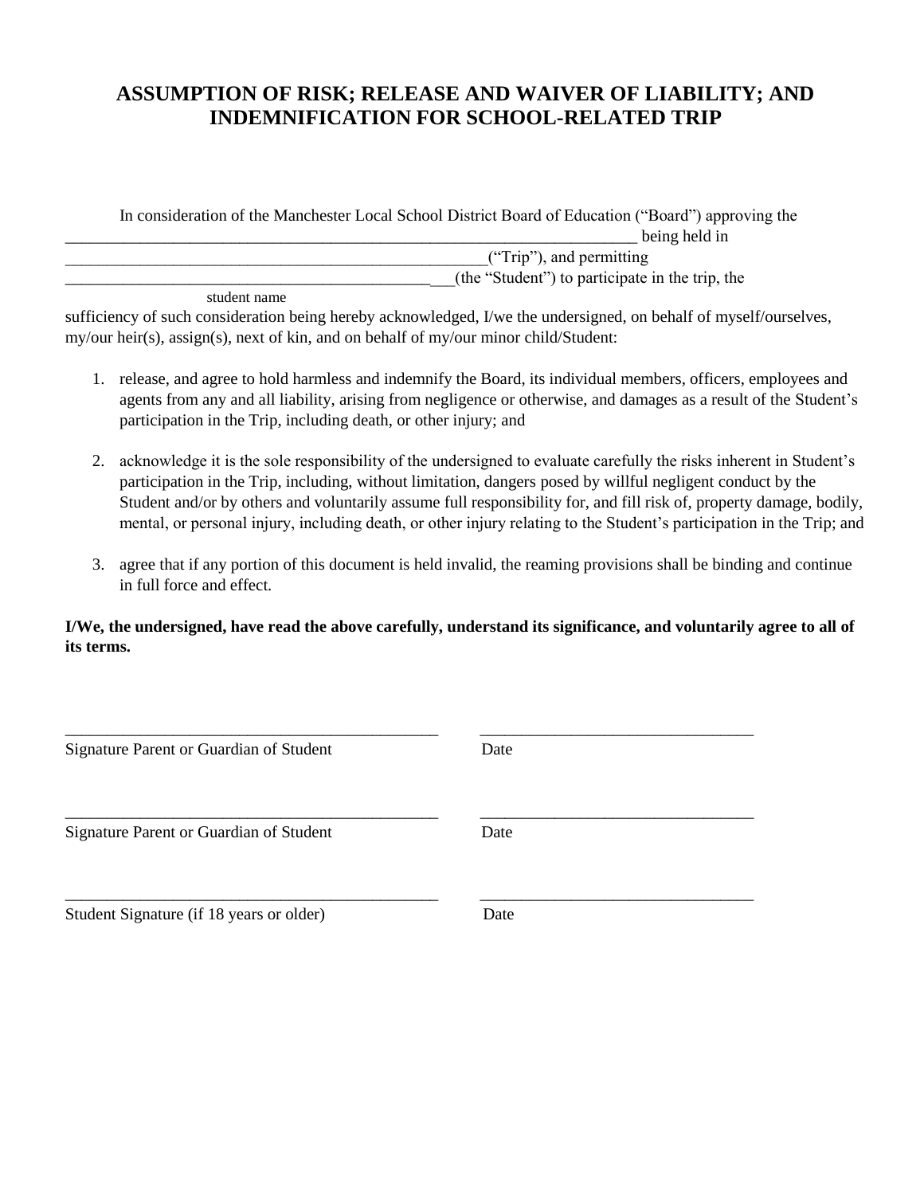# ASSUMPTION OF RISK; RELEASE AND WAIVER OF LIABILITY; AND INDEMNIFICATION FOR SCHOOL-RELATED TRIP

In consideration of the Manchester Local School District Board of Education ("Board") approving the ______________________________________________________________________ being held in ____________________________________________________("Trip"), and permitting ______________________________________________(the "Student") to participate in the trip, the

student name

sufficiency of such consideration being hereby acknowledged, I/we the undersigned, on behalf of myself/ourselves, my/our heir(s), assign(s), next of kin, and on behalf of my/our minor child/Student:

1. release, and agree to hold harmless and indemnify the Board, its individual members, officers, employees and agents from any and all liability, arising from negligence or otherwise, and damages as a result of the Student's participation in the Trip, including death, or other injury; and
2. acknowledge it is the sole responsibility of the undersigned to evaluate carefully the risks inherent in Student's participation in the Trip, including, without limitation, dangers posed by willful negligent conduct by the Student and/or by others and voluntarily assume full responsibility for, and fill risk of, property damage, bodily, mental, or personal injury, including death, or other injury relating to the Student's participation in the Trip; and
3. agree that if any portion of this document is held invalid, the reaming provisions shall be binding and continue in full force and effect.

**I/We, the undersigned, have read the above carefully, understand its significance, and voluntarily agree to all of its terms.**

_______________________________________________ _________________________________

Signature Parent or Guardian of Student Date

_______________________________________________ _________________________________

Signature Parent or Guardian of Student Date

_______________________________________________ _________________________________

Student Signature (if 18 years or older) Date